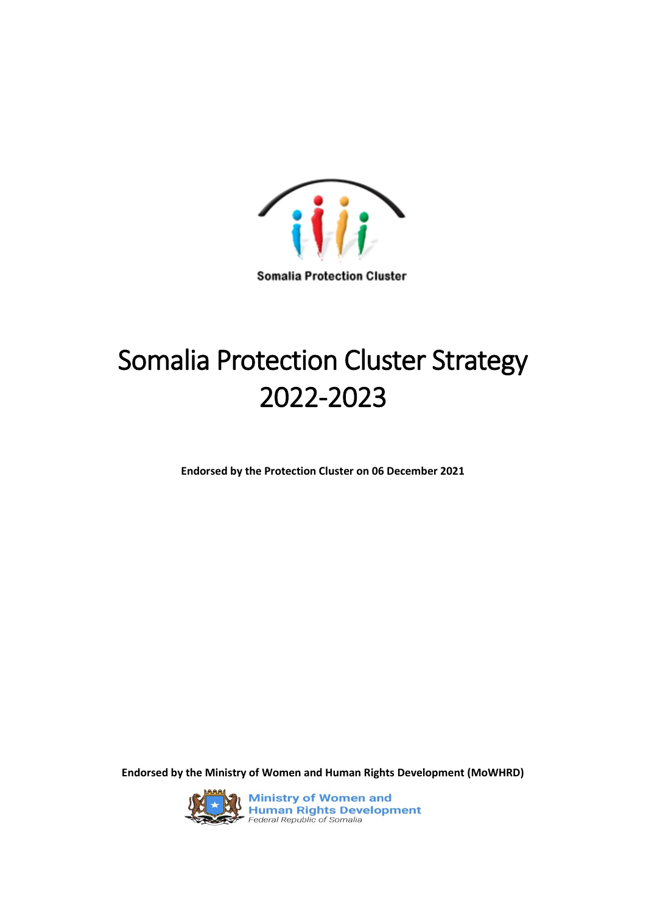Somalia Protection Cluster

# Somalia Protection Cluster Strategy 2022-2023

**Endorsed by the Protection Cluster on 06 December 2021**

**Endorsed by the Ministry of Women and Human Rights Development (MoWHRD)**

Ministry of Women and Human Rights Development
Federal Republic of Somalia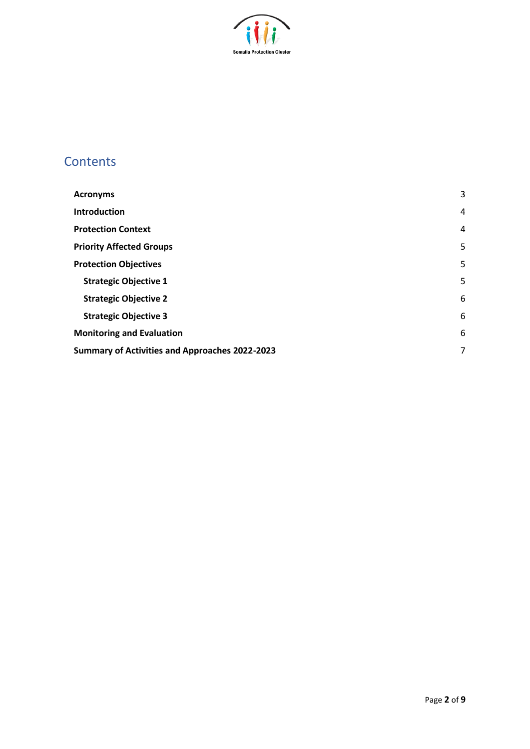# Contents

| | |
|---|---|
| **Acronyms** | 3 |
| **Introduction** | 4 |
| **Protection Context** | 4 |
| **Priority Affected Groups** | 5 |
| **Protection Objectives** | 5 |
| **Strategic Objective 1** | 5 |
| **Strategic Objective 2** | 6 |
| **Strategic Objective 3** | 6 |
| **Monitoring and Evaluation** | 6 |
| **Summary of Activities and Approaches 2022-2023** | 7 |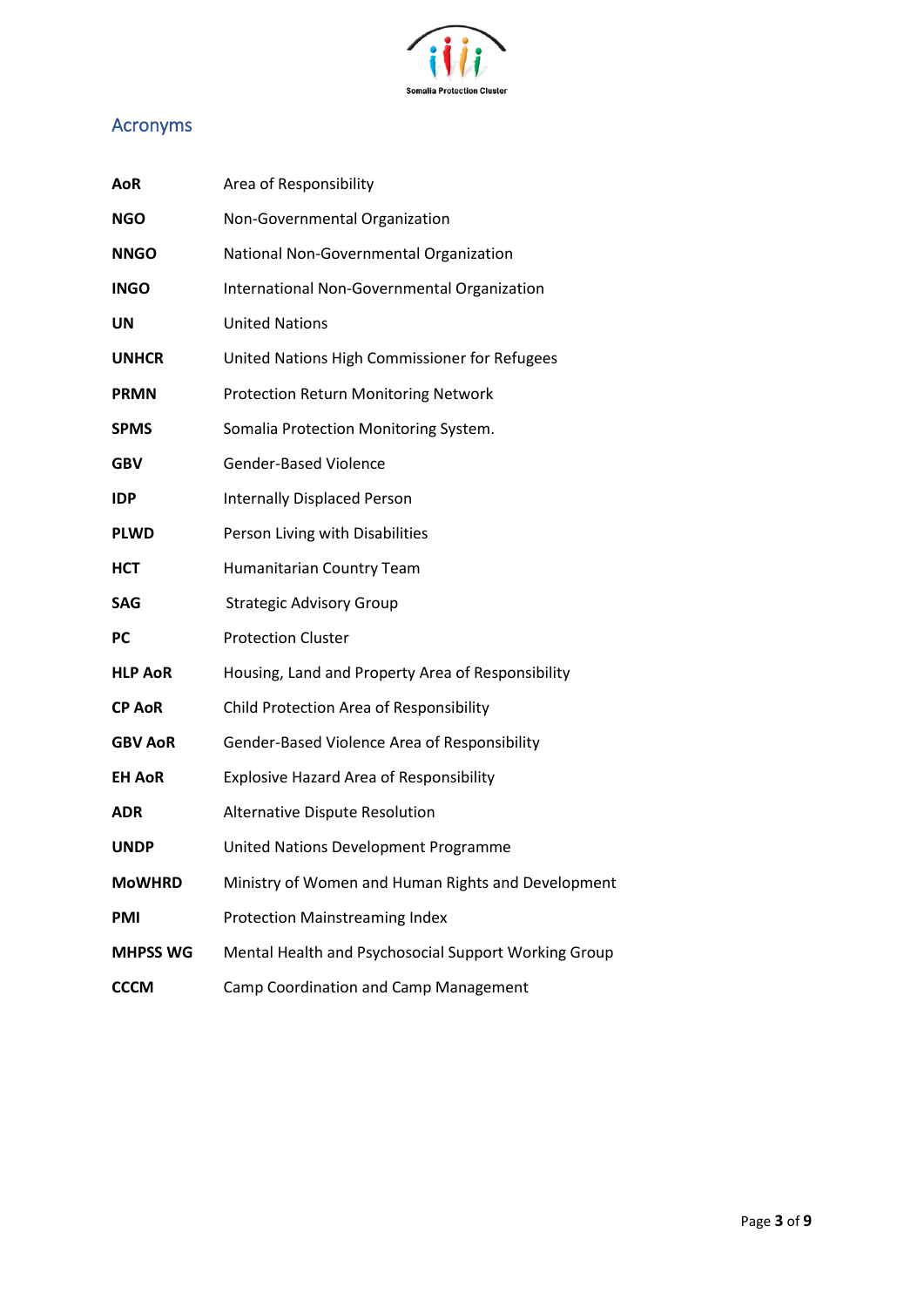## Acronyms

| | |
|---|---|
| **AoR** | Area of Responsibility |
| **NGO** | Non-Governmental Organization |
| **NNGO** | National Non-Governmental Organization |
| **INGO** | International Non-Governmental Organization |
| **UN** | United Nations |
| **UNHCR** | United Nations High Commissioner for Refugees |
| **PRMN** | Protection Return Monitoring Network |
| **SPMS** | Somalia Protection Monitoring System. |
| **GBV** | Gender-Based Violence |
| **IDP** | Internally Displaced Person |
| **PLWD** | Person Living with Disabilities |
| **HCT** | Humanitarian Country Team |
| **SAG** | Strategic Advisory Group |
| **PC** | Protection Cluster |
| **HLP AoR** | Housing, Land and Property Area of Responsibility |
| **CP AoR** | Child Protection Area of Responsibility |
| **GBV AoR** | Gender-Based Violence Area of Responsibility |
| **EH AoR** | Explosive Hazard Area of Responsibility |
| **ADR** | Alternative Dispute Resolution |
| **UNDP** | United Nations Development Programme |
| **MoWHRD** | Ministry of Women and Human Rights and Development |
| **PMI** | Protection Mainstreaming Index |
| **MHPSS WG** | Mental Health and Psychosocial Support Working Group |
| **CCCM** | Camp Coordination and Camp Management |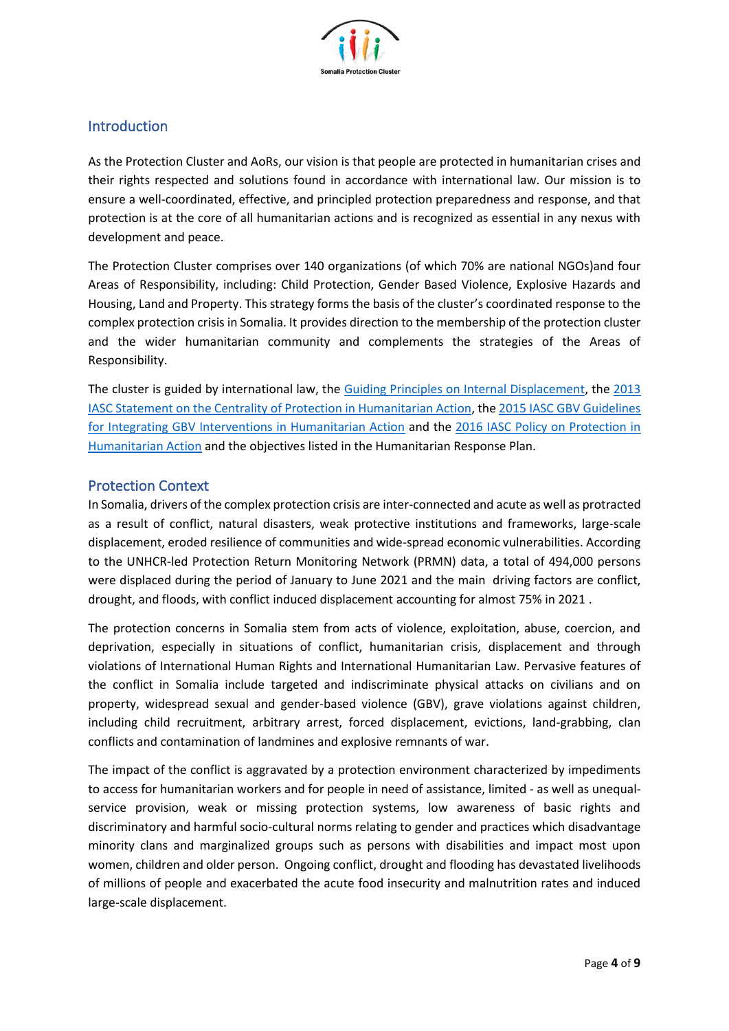## Introduction

As the Protection Cluster and AoRs, our vision is that people are protected in humanitarian crises and their rights respected and solutions found in accordance with international law. Our mission is to ensure a well-coordinated, effective, and principled protection preparedness and response, and that protection is at the core of all humanitarian actions and is recognized as essential in any nexus with development and peace.

The Protection Cluster comprises over 140 organizations (of which 70% are national NGOs)and four Areas of Responsibility, including: Child Protection, Gender Based Violence, Explosive Hazards and Housing, Land and Property. This strategy forms the basis of the cluster's coordinated response to the complex protection crisis in Somalia. It provides direction to the membership of the protection cluster and the wider humanitarian community and complements the strategies of the Areas of Responsibility.

The cluster is guided by international law, the Guiding Principles on Internal Displacement, the 2013 IASC Statement on the Centrality of Protection in Humanitarian Action, the 2015 IASC GBV Guidelines for Integrating GBV Interventions in Humanitarian Action and the 2016 IASC Policy on Protection in Humanitarian Action and the objectives listed in the Humanitarian Response Plan.

## Protection Context

In Somalia, drivers of the complex protection crisis are inter-connected and acute as well as protracted as a result of conflict, natural disasters, weak protective institutions and frameworks, large-scale displacement, eroded resilience of communities and wide-spread economic vulnerabilities. According to the UNHCR-led Protection Return Monitoring Network (PRMN) data, a total of 494,000 persons were displaced during the period of January to June 2021 and the main driving factors are conflict, drought, and floods, with conflict induced displacement accounting for almost 75% in 2021 .

The protection concerns in Somalia stem from acts of violence, exploitation, abuse, coercion, and deprivation, especially in situations of conflict, humanitarian crisis, displacement and through violations of International Human Rights and International Humanitarian Law. Pervasive features of the conflict in Somalia include targeted and indiscriminate physical attacks on civilians and on property, widespread sexual and gender-based violence (GBV), grave violations against children, including child recruitment, arbitrary arrest, forced displacement, evictions, land-grabbing, clan conflicts and contamination of landmines and explosive remnants of war.

The impact of the conflict is aggravated by a protection environment characterized by impediments to access for humanitarian workers and for people in need of assistance, limited - as well as unequal-service provision, weak or missing protection systems, low awareness of basic rights and discriminatory and harmful socio-cultural norms relating to gender and practices which disadvantage minority clans and marginalized groups such as persons with disabilities and impact most upon women, children and older person. Ongoing conflict, drought and flooding has devastated livelihoods of millions of people and exacerbated the acute food insecurity and malnutrition rates and induced large-scale displacement.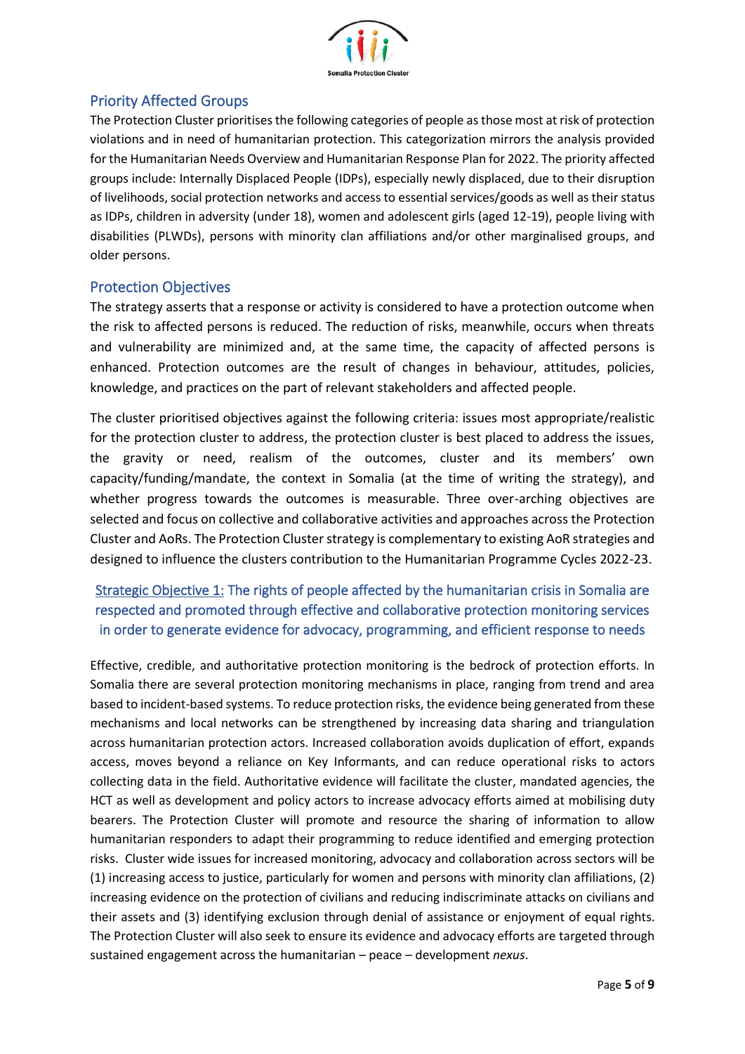## Priority Affected Groups

The Protection Cluster prioritises the following categories of people as those most at risk of protection violations and in need of humanitarian protection. This categorization mirrors the analysis provided for the Humanitarian Needs Overview and Humanitarian Response Plan for 2022. The priority affected groups include: Internally Displaced People (IDPs), especially newly displaced, due to their disruption of livelihoods, social protection networks and access to essential services/goods as well as their status as IDPs, children in adversity (under 18), women and adolescent girls (aged 12-19), people living with disabilities (PLWDs), persons with minority clan affiliations and/or other marginalised groups, and older persons.

## Protection Objectives

The strategy asserts that a response or activity is considered to have a protection outcome when the risk to affected persons is reduced. The reduction of risks, meanwhile, occurs when threats and vulnerability are minimized and, at the same time, the capacity of affected persons is enhanced. Protection outcomes are the result of changes in behaviour, attitudes, policies, knowledge, and practices on the part of relevant stakeholders and affected people.

The cluster prioritised objectives against the following criteria: issues most appropriate/realistic for the protection cluster to address, the protection cluster is best placed to address the issues, the gravity or need, realism of the outcomes, cluster and its members' own capacity/funding/mandate, the context in Somalia (at the time of writing the strategy), and whether progress towards the outcomes is measurable. Three over-arching objectives are selected and focus on collective and collaborative activities and approaches across the Protection Cluster and AoRs. The Protection Cluster strategy is complementary to existing AoR strategies and designed to influence the clusters contribution to the Humanitarian Programme Cycles 2022-23.

### Strategic Objective 1: The rights of people affected by the humanitarian crisis in Somalia are respected and promoted through effective and collaborative protection monitoring services in order to generate evidence for advocacy, programming, and efficient response to needs

Effective, credible, and authoritative protection monitoring is the bedrock of protection efforts. In Somalia there are several protection monitoring mechanisms in place, ranging from trend and area based to incident-based systems. To reduce protection risks, the evidence being generated from these mechanisms and local networks can be strengthened by increasing data sharing and triangulation across humanitarian protection actors. Increased collaboration avoids duplication of effort, expands access, moves beyond a reliance on Key Informants, and can reduce operational risks to actors collecting data in the field. Authoritative evidence will facilitate the cluster, mandated agencies, the HCT as well as development and policy actors to increase advocacy efforts aimed at mobilising duty bearers. The Protection Cluster will promote and resource the sharing of information to allow humanitarian responders to adapt their programming to reduce identified and emerging protection risks. Cluster wide issues for increased monitoring, advocacy and collaboration across sectors will be (1) increasing access to justice, particularly for women and persons with minority clan affiliations, (2) increasing evidence on the protection of civilians and reducing indiscriminate attacks on civilians and their assets and (3) identifying exclusion through denial of assistance or enjoyment of equal rights. The Protection Cluster will also seek to ensure its evidence and advocacy efforts are targeted through sustained engagement across the humanitarian – peace – development *nexus*.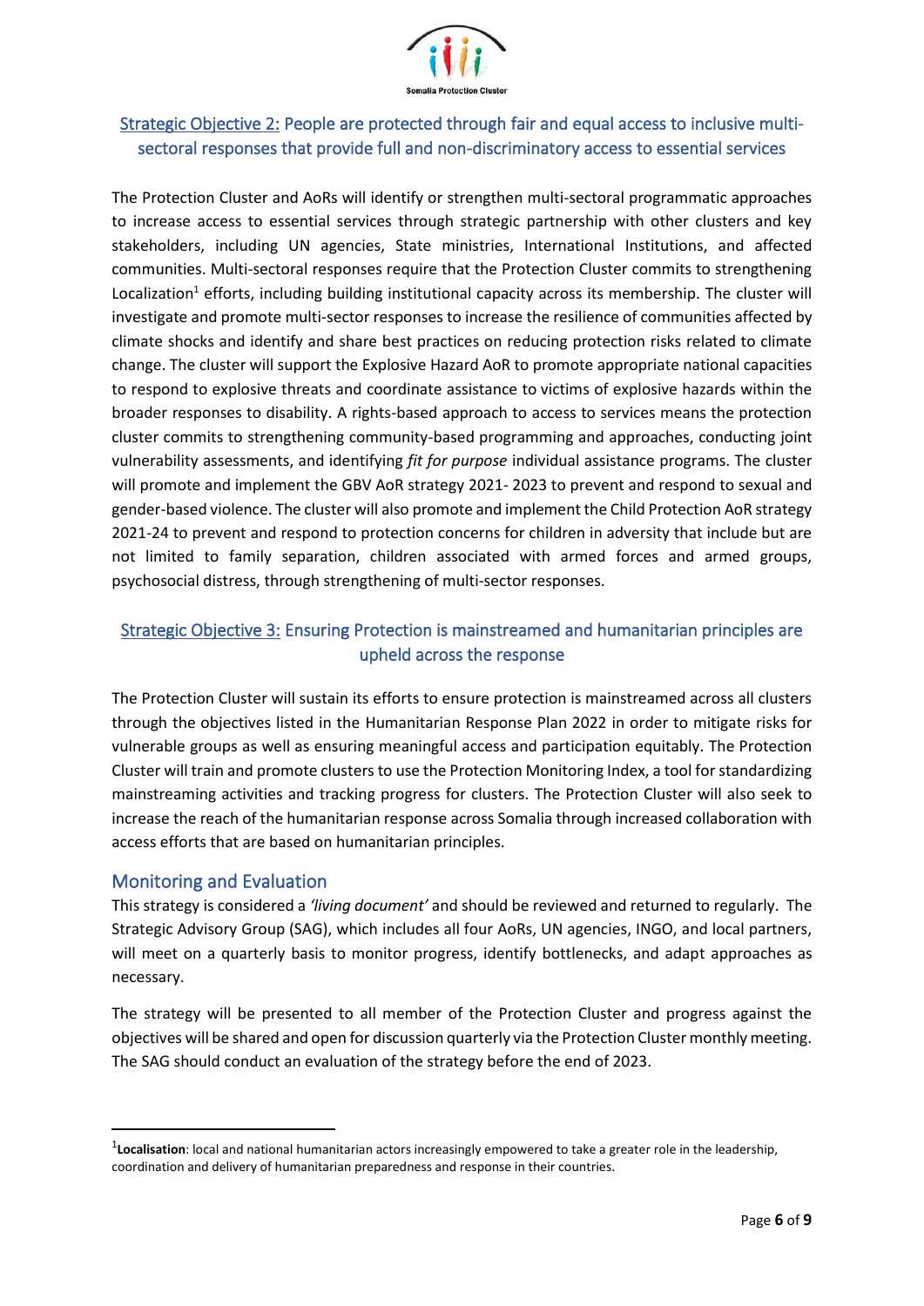## Strategic Objective 2: People are protected through fair and equal access to inclusive multi-sectoral responses that provide full and non-discriminatory access to essential services

The Protection Cluster and AoRs will identify or strengthen multi-sectoral programmatic approaches to increase access to essential services through strategic partnership with other clusters and key stakeholders, including UN agencies, State ministries, International Institutions, and affected communities. Multi-sectoral responses require that the Protection Cluster commits to strengthening Localization[1] efforts, including building institutional capacity across its membership. The cluster will investigate and promote multi-sector responses to increase the resilience of communities affected by climate shocks and identify and share best practices on reducing protection risks related to climate change. The cluster will support the Explosive Hazard AoR to promote appropriate national capacities to respond to explosive threats and coordinate assistance to victims of explosive hazards within the broader responses to disability. A rights-based approach to access to services means the protection cluster commits to strengthening community-based programming and approaches, conducting joint vulnerability assessments, and identifying *fit for purpose* individual assistance programs. The cluster will promote and implement the GBV AoR strategy 2021- 2023 to prevent and respond to sexual and gender-based violence. The cluster will also promote and implement the Child Protection AoR strategy 2021-24 to prevent and respond to protection concerns for children in adversity that include but are not limited to family separation, children associated with armed forces and armed groups, psychosocial distress, through strengthening of multi-sector responses.

## Strategic Objective 3: Ensuring Protection is mainstreamed and humanitarian principles are upheld across the response

The Protection Cluster will sustain its efforts to ensure protection is mainstreamed across all clusters through the objectives listed in the Humanitarian Response Plan 2022 in order to mitigate risks for vulnerable groups as well as ensuring meaningful access and participation equitably. The Protection Cluster will train and promote clusters to use the Protection Monitoring Index, a tool for standardizing mainstreaming activities and tracking progress for clusters. The Protection Cluster will also seek to increase the reach of the humanitarian response across Somalia through increased collaboration with access efforts that are based on humanitarian principles.

## Monitoring and Evaluation

This strategy is considered a *'living document'* and should be reviewed and returned to regularly. The Strategic Advisory Group (SAG), which includes all four AoRs, UN agencies, INGO, and local partners, will meet on a quarterly basis to monitor progress, identify bottlenecks, and adapt approaches as necessary.

The strategy will be presented to all member of the Protection Cluster and progress against the objectives will be shared and open for discussion quarterly via the Protection Cluster monthly meeting. The SAG should conduct an evaluation of the strategy before the end of 2023.

---

[1] **Localisation**: local and national humanitarian actors increasingly empowered to take a greater role in the leadership, coordination and delivery of humanitarian preparedness and response in their countries.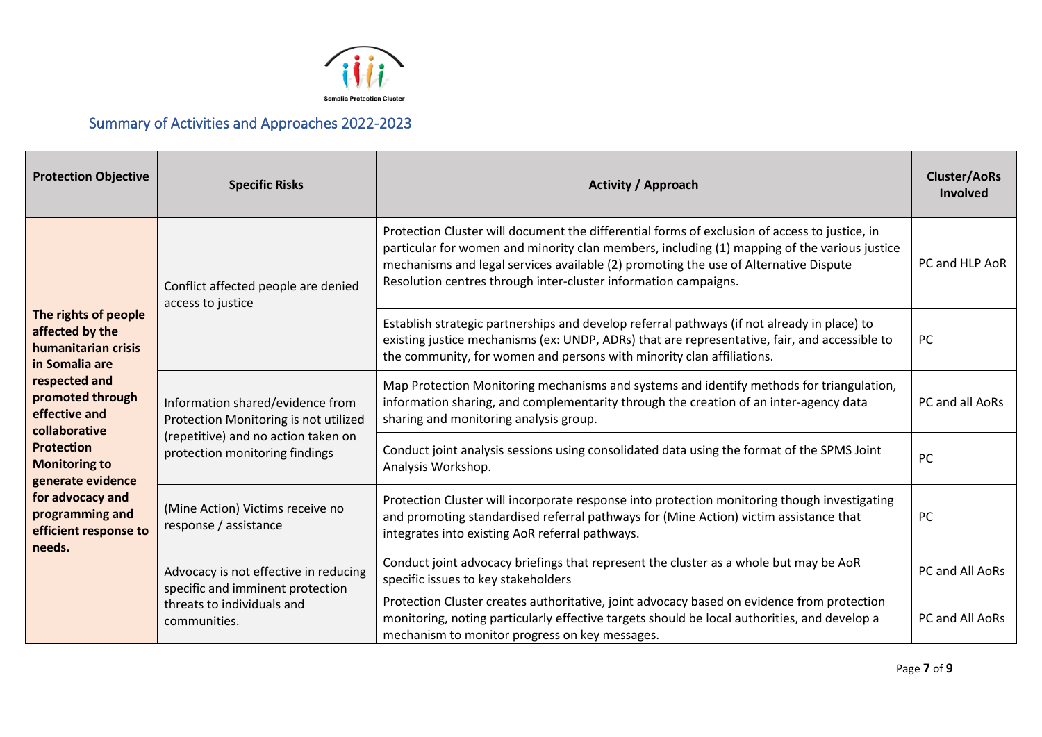Somalia Protection Cluster

## Summary of Activities and Approaches 2022-2023

| Protection Objective | Specific Risks | Activity / Approach | Cluster/AoRs Involved |
|---|---|---|---|
| **The rights of people affected by the humanitarian crisis in Somalia are respected and promoted through effective and collaborative Protection Monitoring to generate evidence for advocacy and programming and efficient response to needs.** | Conflict affected people are denied access to justice | Protection Cluster will document the differential forms of exclusion of access to justice, in particular for women and minority clan members, including (1) mapping of the various justice mechanisms and legal services available (2) promoting the use of Alternative Dispute Resolution centres through inter-cluster information campaigns. | PC and HLP AoR |
| | | Establish strategic partnerships and develop referral pathways (if not already in place) to existing justice mechanisms (ex: UNDP, ADRs) that are representative, fair, and accessible to the community, for women and persons with minority clan affiliations. | PC |
| | Information shared/evidence from Protection Monitoring is not utilized (repetitive) and no action taken on protection monitoring findings | Map Protection Monitoring mechanisms and systems and identify methods for triangulation, information sharing, and complementarity through the creation of an inter-agency data sharing and monitoring analysis group. | PC and all AoRs |
| | | Conduct joint analysis sessions using consolidated data using the format of the SPMS Joint Analysis Workshop. | PC |
| | (Mine Action) Victims receive no response / assistance | Protection Cluster will incorporate response into protection monitoring though investigating and promoting standardised referral pathways for (Mine Action) victim assistance that integrates into existing AoR referral pathways. | PC |
| | Advocacy is not effective in reducing specific and imminent protection threats to individuals and communities. | Conduct joint advocacy briefings that represent the cluster as a whole but may be AoR specific issues to key stakeholders | PC and All AoRs |
| | | Protection Cluster creates authoritative, joint advocacy based on evidence from protection monitoring, noting particularly effective targets should be local authorities, and develop a mechanism to monitor progress on key messages. | PC and All AoRs |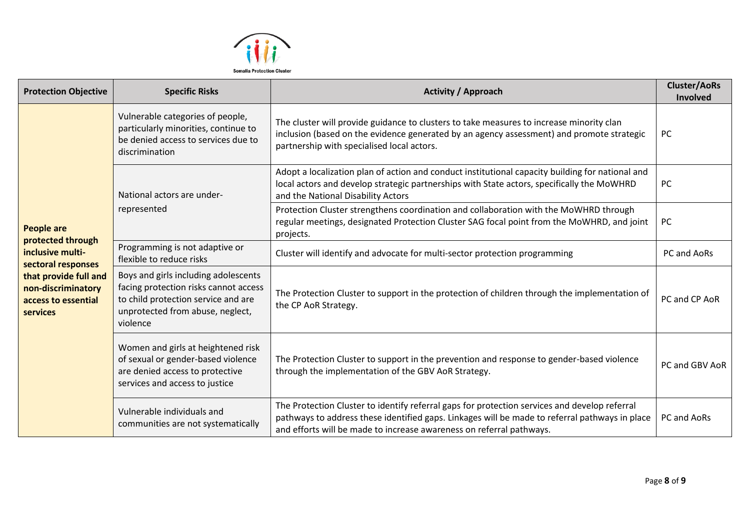| Protection Objective | Specific Risks | Activity / Approach | Cluster/AoRs Involved |
|---|---|---|---|
| **People are protected through inclusive multi-sectoral responses that provide full and non-discriminatory access to essential services** | Vulnerable categories of people, particularly minorities, continue to be denied access to services due to discrimination | The cluster will provide guidance to clusters to take measures to increase minority clan inclusion (based on the evidence generated by an agency assessment) and promote strategic partnership with specialised local actors. | PC |
| | National actors are under-represented | Adopt a localization plan of action and conduct institutional capacity building for national and local actors and develop strategic partnerships with State actors, specifically the MoWHRD and the National Disability Actors | PC |
| | | Protection Cluster strengthens coordination and collaboration with the MoWHRD through regular meetings, designated Protection Cluster SAG focal point from the MoWHRD, and joint projects. | PC |
| | Programming is not adaptive or flexible to reduce risks | Cluster will identify and advocate for multi-sector protection programming | PC and AoRs |
| | Boys and girls including adolescents facing protection risks cannot access to child protection service and are unprotected from abuse, neglect, violence | The Protection Cluster to support in the protection of children through the implementation of the CP AoR Strategy. | PC and CP AoR |
| | Women and girls at heightened risk of sexual or gender-based violence are denied access to protective services and access to justice | The Protection Cluster to support in the prevention and response to gender-based violence through the implementation of the GBV AoR Strategy. | PC and GBV AoR |
| | Vulnerable individuals and communities are not systematically | The Protection Cluster to identify referral gaps for protection services and develop referral pathways to address these identified gaps. Linkages will be made to referral pathways in place and efforts will be made to increase awareness on referral pathways. | PC and AoRs |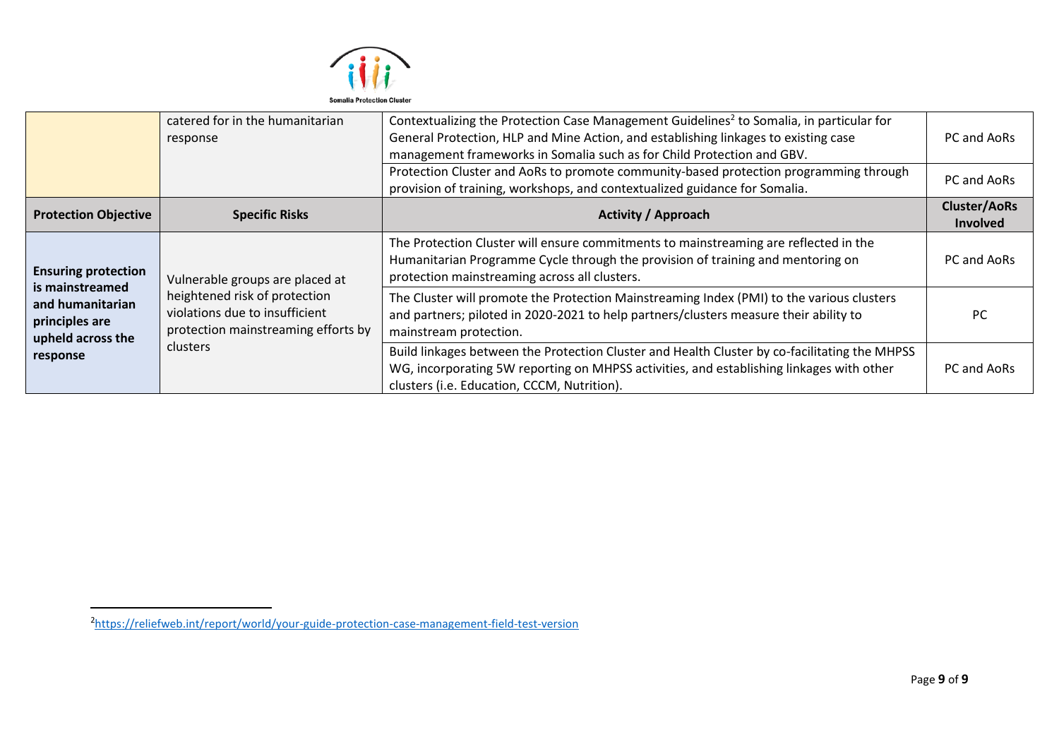| | | | |
|---|---|---|---|
| | catered for in the humanitarian response | Contextualizing the Protection Case Management Guidelines[2] to Somalia, in particular for General Protection, HLP and Mine Action, and establishing linkages to existing case management frameworks in Somalia such as for Child Protection and GBV. | PC and AoRs |
| | | Protection Cluster and AoRs to promote community-based protection programming through provision of training, workshops, and contextualized guidance for Somalia. | PC and AoRs |
| **Protection Objective** | **Specific Risks** | **Activity / Approach** | **Cluster/AoRs Involved** |
| **Ensuring protection is mainstreamed and humanitarian principles are upheld across the response** | Vulnerable groups are placed at heightened risk of protection violations due to insufficient protection mainstreaming efforts by clusters | The Protection Cluster will ensure commitments to mainstreaming are reflected in the Humanitarian Programme Cycle through the provision of training and mentoring on protection mainstreaming across all clusters. | PC and AoRs |
| | | The Cluster will promote the Protection Mainstreaming Index (PMI) to the various clusters and partners; piloted in 2020-2021 to help partners/clusters measure their ability to mainstream protection. | PC |
| | | Build linkages between the Protection Cluster and Health Cluster by co-facilitating the MHPSS WG, incorporating 5W reporting on MHPSS activities, and establishing linkages with other clusters (i.e. Education, CCCM, Nutrition). | PC and AoRs |

[2] https://reliefweb.int/report/world/your-guide-protection-case-management-field-test-version